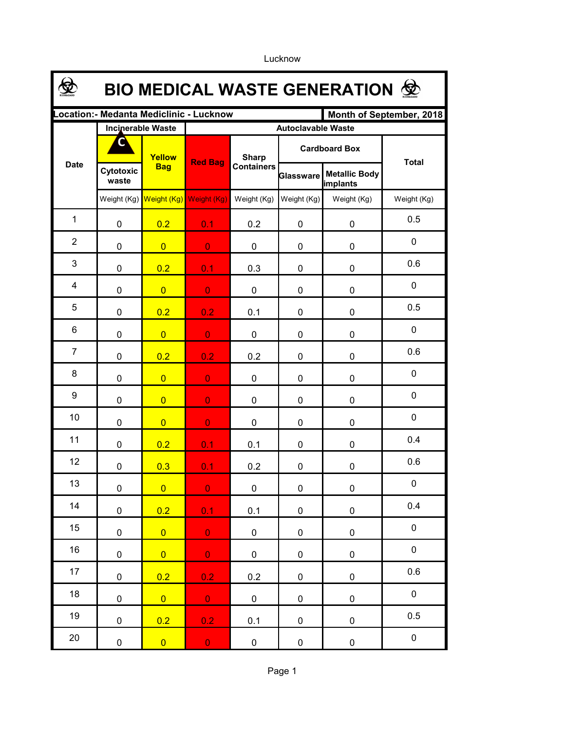Lucknow

# BIO MEDICAL WASTE GENERATION

| Location:- Medanta Mediclinic - Lucknow | | | | | | | Month of September, 2018 |
|---|---|---|---|---|---|---|---|
| Date | Incinerable Waste | | Autoclavable Waste | | | | Total |
| | C Cytotoxic waste | Yellow Bag | Red Bag | Sharp Containers | Cardboard Box | | |
| | | | | | Glassware | Metallic Body implants | |
| | Weight (Kg) | Weight (Kg) | Weight (Kg) | Weight (Kg) | Weight (Kg) | Weight (Kg) | Weight (Kg) |
| 1 | 0 | 0.2 | 0.1 | 0.2 | 0 | 0 | 0.5 |
| 2 | 0 | 0 | 0 | 0 | 0 | 0 | 0 |
| 3 | 0 | 0.2 | 0.1 | 0.3 | 0 | 0 | 0.6 |
| 4 | 0 | 0 | 0 | 0 | 0 | 0 | 0 |
| 5 | 0 | 0.2 | 0.2 | 0.1 | 0 | 0 | 0.5 |
| 6 | 0 | 0 | 0 | 0 | 0 | 0 | 0 |
| 7 | 0 | 0.2 | 0.2 | 0.2 | 0 | 0 | 0.6 |
| 8 | 0 | 0 | 0 | 0 | 0 | 0 | 0 |
| 9 | 0 | 0 | 0 | 0 | 0 | 0 | 0 |
| 10 | 0 | 0 | 0 | 0 | 0 | 0 | 0 |
| 11 | 0 | 0.2 | 0.1 | 0.1 | 0 | 0 | 0.4 |
| 12 | 0 | 0.3 | 0.1 | 0.2 | 0 | 0 | 0.6 |
| 13 | 0 | 0 | 0 | 0 | 0 | 0 | 0 |
| 14 | 0 | 0.2 | 0.1 | 0.1 | 0 | 0 | 0.4 |
| 15 | 0 | 0 | 0 | 0 | 0 | 0 | 0 |
| 16 | 0 | 0 | 0 | 0 | 0 | 0 | 0 |
| 17 | 0 | 0.2 | 0.2 | 0.2 | 0 | 0 | 0.6 |
| 18 | 0 | 0 | 0 | 0 | 0 | 0 | 0 |
| 19 | 0 | 0.2 | 0.2 | 0.1 | 0 | 0 | 0.5 |
| 20 | 0 | 0 | 0 | 0 | 0 | 0 | 0 |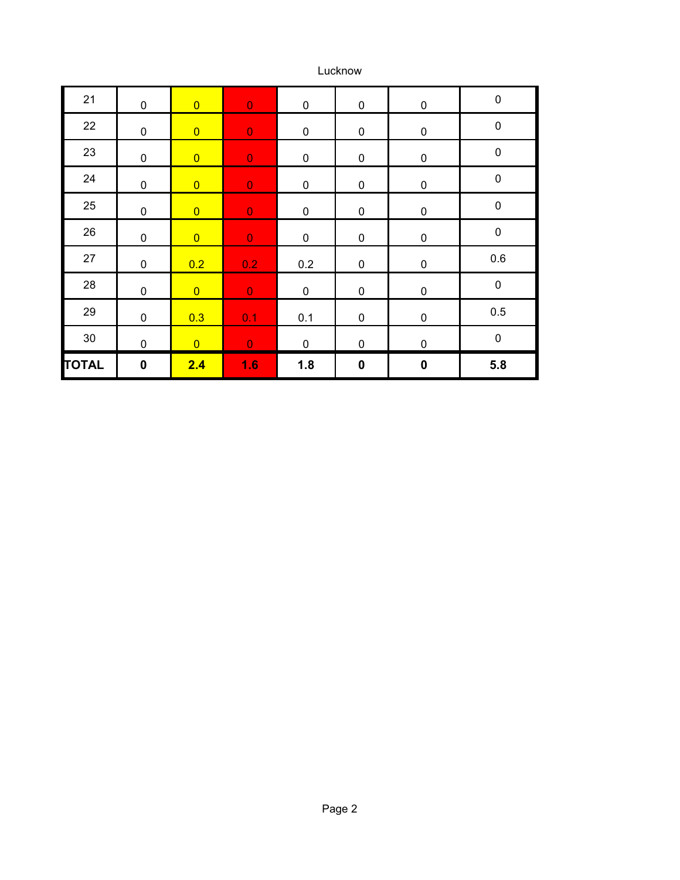Lucknow

| | | | | | | | |
|---|---|---|---|---|---|---|---|
| 21 | 0 | 0 | 0 | 0 | 0 | 0 | 0 |
| 22 | 0 | 0 | 0 | 0 | 0 | 0 | 0 |
| 23 | 0 | 0 | 0 | 0 | 0 | 0 | 0 |
| 24 | 0 | 0 | 0 | 0 | 0 | 0 | 0 |
| 25 | 0 | 0 | 0 | 0 | 0 | 0 | 0 |
| 26 | 0 | 0 | 0 | 0 | 0 | 0 | 0 |
| 27 | 0 | 0.2 | 0.2 | 0.2 | 0 | 0 | 0.6 |
| 28 | 0 | 0 | 0 | 0 | 0 | 0 | 0 |
| 29 | 0 | 0.3 | 0.1 | 0.1 | 0 | 0 | 0.5 |
| 30 | 0 | 0 | 0 | 0 | 0 | 0 | 0 |
| **TOTAL** | **0** | **2.4** | **1.6** | **1.8** | **0** | **0** | **5.8** |